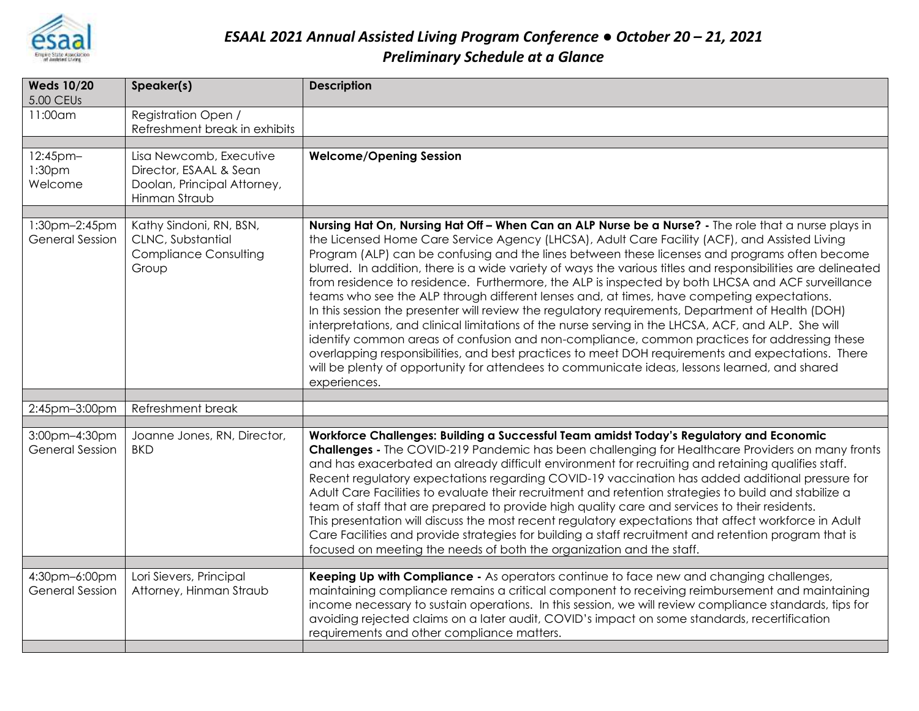# *ESAAL 2021 Annual Assisted Living Program Conference ● October 20 – 21, 2021*

## *Preliminary Schedule at a Glance*

| **Weds 10/20** 5.00 CEUs | **Speaker(s)** | **Description** |
|---|---|---|
| 11:00am | Registration Open / Refreshment break in exhibits | |
| | | |
| 12:45pm–1:30pm Welcome | Lisa Newcomb, Executive Director, ESAAL & Sean Doolan, Principal Attorney, Hinman Straub | **Welcome/Opening Session** |
| | | |
| 1:30pm–2:45pm General Session | Kathy Sindoni, RN, BSN, CLNC, Substantial Compliance Consulting Group | **Nursing Hat On, Nursing Hat Off – When Can an ALP Nurse be a Nurse? -** The role that a nurse plays in the Licensed Home Care Service Agency (LHCSA), Adult Care Facility (ACF), and Assisted Living Program (ALP) can be confusing and the lines between these licenses and programs often become blurred. In addition, there is a wide variety of ways the various titles and responsibilities are delineated from residence to residence. Furthermore, the ALP is inspected by both LHCSA and ACF surveillance teams who see the ALP through different lenses and, at times, have competing expectations. In this session the presenter will review the regulatory requirements, Department of Health (DOH) interpretations, and clinical limitations of the nurse serving in the LHCSA, ACF, and ALP. She will identify common areas of confusion and non-compliance, common practices for addressing these overlapping responsibilities, and best practices to meet DOH requirements and expectations. There will be plenty of opportunity for attendees to communicate ideas, lessons learned, and shared experiences. |
| | | |
| 2:45pm–3:00pm | Refreshment break | |
| | | |
| 3:00pm–4:30pm General Session | Joanne Jones, RN, Director, BKD | **Workforce Challenges: Building a Successful Team amidst Today's Regulatory and Economic Challenges -** The COVID-219 Pandemic has been challenging for Healthcare Providers on many fronts and has exacerbated an already difficult environment for recruiting and retaining qualifies staff. Recent regulatory expectations regarding COVID-19 vaccination has added additional pressure for Adult Care Facilities to evaluate their recruitment and retention strategies to build and stabilize a team of staff that are prepared to provide high quality care and services to their residents. This presentation will discuss the most recent regulatory expectations that affect workforce in Adult Care Facilities and provide strategies for building a staff recruitment and retention program that is focused on meeting the needs of both the organization and the staff. |
| | | |
| 4:30pm–6:00pm General Session | Lori Sievers, Principal Attorney, Hinman Straub | **Keeping Up with Compliance -** As operators continue to face new and changing challenges, maintaining compliance remains a critical component to receiving reimbursement and maintaining income necessary to sustain operations. In this session, we will review compliance standards, tips for avoiding rejected claims on a later audit, COVID's impact on some standards, recertification requirements and other compliance matters. |
| | | |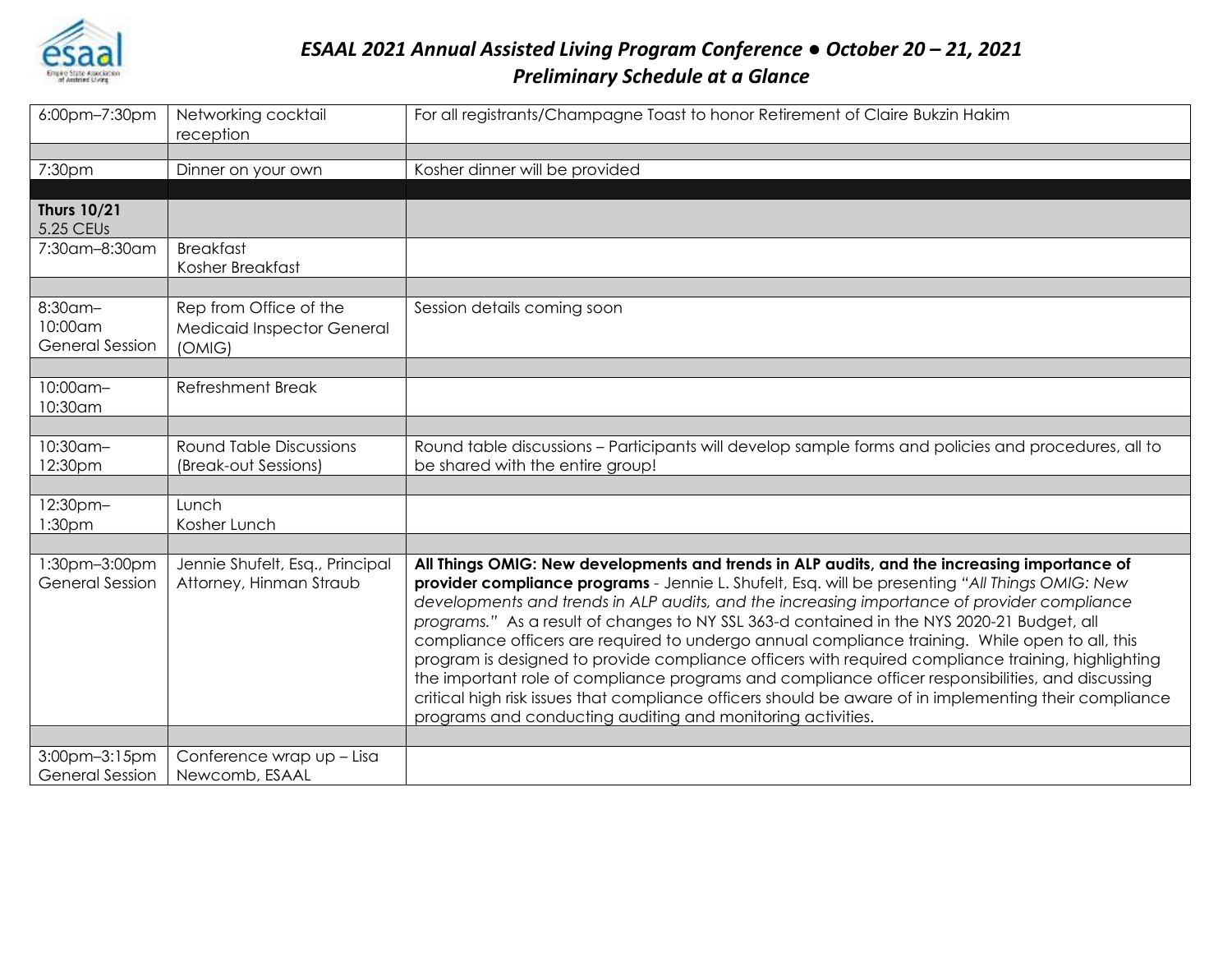# *ESAAL 2021 Annual Assisted Living Program Conference ● October 20 – 21, 2021*
## *Preliminary Schedule at a Glance*

| | | |
|---|---|---|
| 6:00pm–7:30pm | Networking cocktail reception | For all registrants/Champagne Toast to honor Retirement of Claire Bukzin Hakim |
| | | |
| 7:30pm | Dinner on your own | Kosher dinner will be provided |
| | | |
| **Thurs 10/21**<br>5.25 CEUs | | |
| 7:30am–8:30am | Breakfast<br>Kosher Breakfast | |
| | | |
| 8:30am–10:00am<br>General Session | Rep from Office of the Medicaid Inspector General (OMIG) | Session details coming soon |
| | | |
| 10:00am–10:30am | Refreshment Break | |
| | | |
| 10:30am–12:30pm | Round Table Discussions (Break-out Sessions) | Round table discussions – Participants will develop sample forms and policies and procedures, all to be shared with the entire group! |
| | | |
| 12:30pm–1:30pm | Lunch<br>Kosher Lunch | |
| | | |
| 1:30pm–3:00pm<br>General Session | Jennie Shufelt, Esq., Principal Attorney, Hinman Straub | **All Things OMIG: New developments and trends in ALP audits, and the increasing importance of provider compliance programs** - Jennie L. Shufelt, Esq. will be presenting *"All Things OMIG: New developments and trends in ALP audits, and the increasing importance of provider compliance programs."* As a result of changes to NY SSL 363-d contained in the NYS 2020-21 Budget, all compliance officers are required to undergo annual compliance training. While open to all, this program is designed to provide compliance officers with required compliance training, highlighting the important role of compliance programs and compliance officer responsibilities, and discussing critical high risk issues that compliance officers should be aware of in implementing their compliance programs and conducting auditing and monitoring activities. |
| | | |
| 3:00pm–3:15pm<br>General Session | Conference wrap up – Lisa Newcomb, ESAAL | |